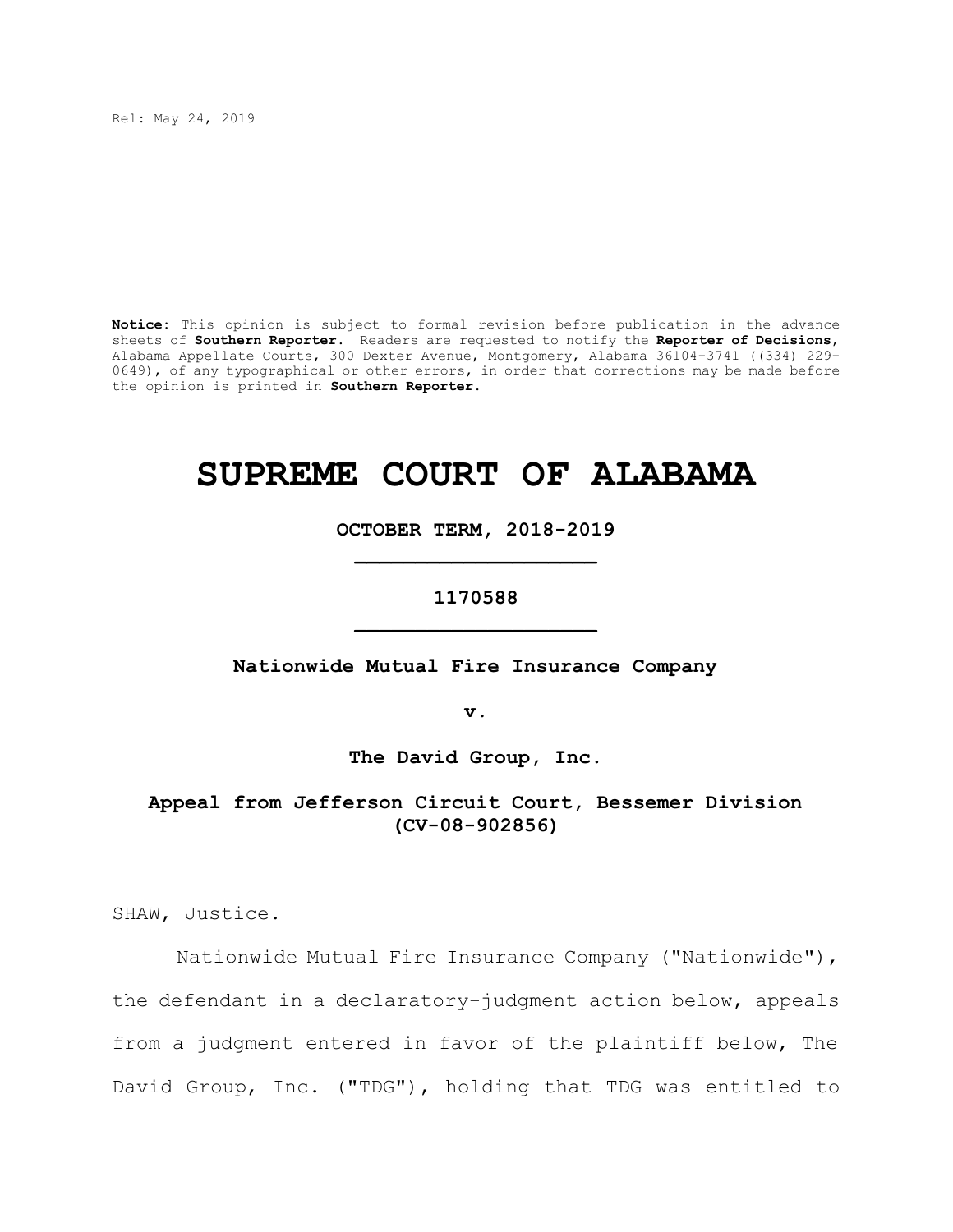Rel: May 24, 2019

**Notice:** This opinion is subject to formal revision before publication in the advance sheets of **Southern Reporter**. Readers are requested to notify the **Reporter of Decisions**, Alabama Appellate Courts, 300 Dexter Avenue, Montgomery, Alabama 36104-3741 ((334) 229-0649), of any typographical or other errors, in order that corrections may be made before the opinion is printed in **Southern Reporter**.

# SUPREME COURT OF ALABAMA

**OCTOBER TERM, 2018-2019**

**1170588**

**Nationwide Mutual Fire Insurance Company**

**v.**

**The David Group, Inc.**

**Appeal from Jefferson Circuit Court, Bessemer Division (CV-08-902856)**

SHAW, Justice.

Nationwide Mutual Fire Insurance Company ("Nationwide"), the defendant in a declaratory-judgment action below, appeals from a judgment entered in favor of the plaintiff below, The David Group, Inc. ("TDG"), holding that TDG was entitled to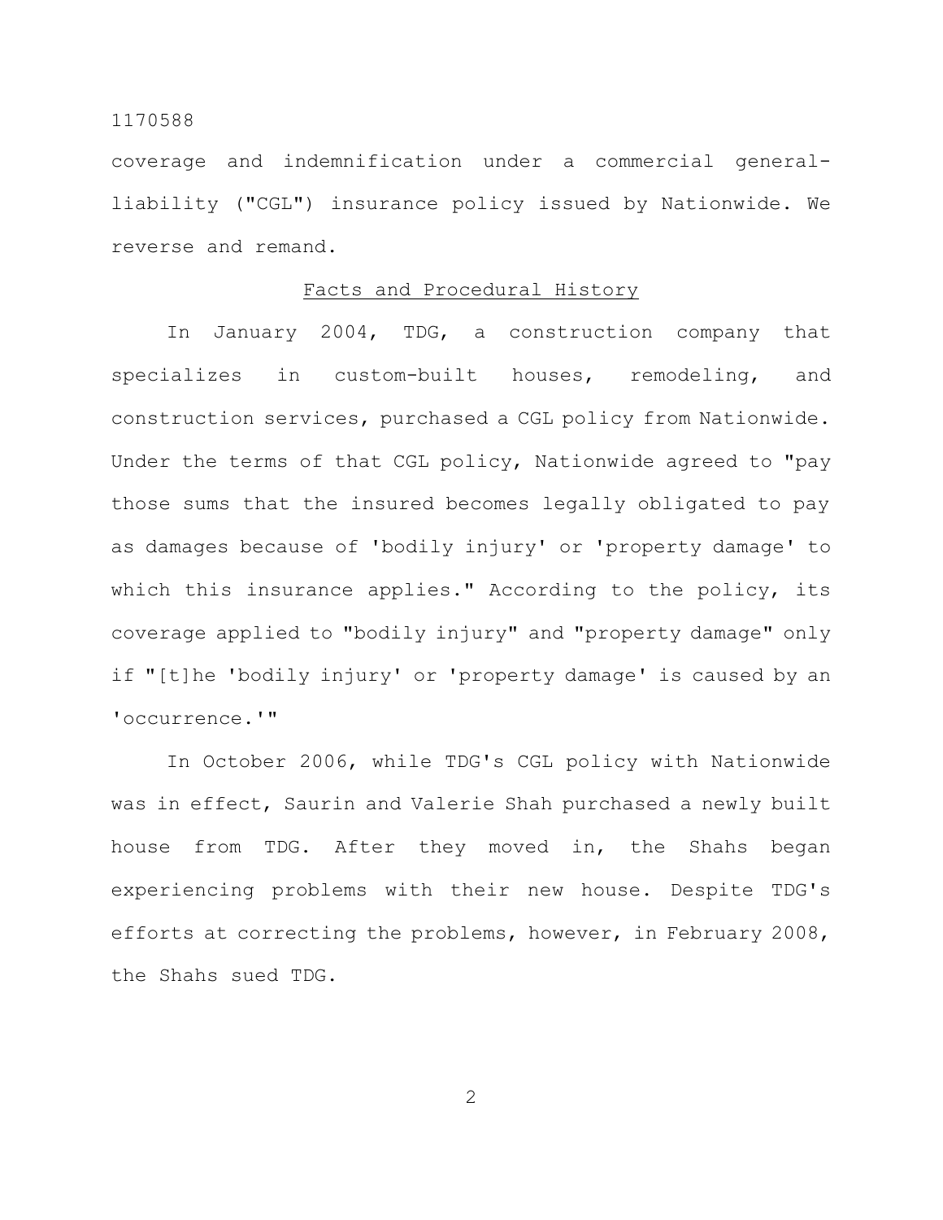coverage and indemnification under a commercial general-liability ("CGL") insurance policy issued by Nationwide. We reverse and remand.

## Facts and Procedural History

In January 2004, TDG, a construction company that specializes in custom-built houses, remodeling, and construction services, purchased a CGL policy from Nationwide. Under the terms of that CGL policy, Nationwide agreed to "pay those sums that the insured becomes legally obligated to pay as damages because of 'bodily injury' or 'property damage' to which this insurance applies." According to the policy, its coverage applied to "bodily injury" and "property damage" only if "[t]he 'bodily injury' or 'property damage' is caused by an 'occurrence.'"

In October 2006, while TDG's CGL policy with Nationwide was in effect, Saurin and Valerie Shah purchased a newly built house from TDG. After they moved in, the Shahs began experiencing problems with their new house. Despite TDG's efforts at correcting the problems, however, in February 2008, the Shahs sued TDG.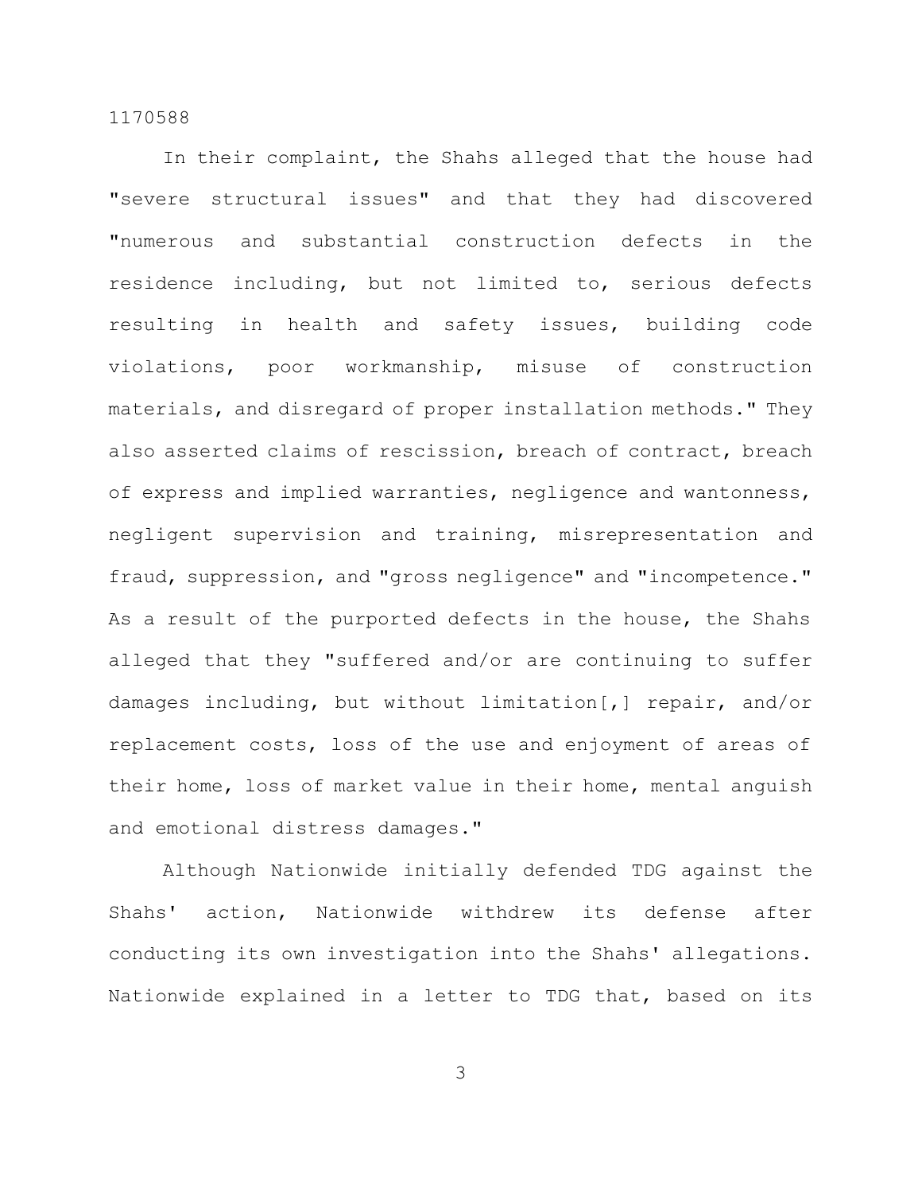In their complaint, the Shahs alleged that the house had "severe structural issues" and that they had discovered "numerous and substantial construction defects in the residence including, but not limited to, serious defects resulting in health and safety issues, building code violations, poor workmanship, misuse of construction materials, and disregard of proper installation methods." They also asserted claims of rescission, breach of contract, breach of express and implied warranties, negligence and wantonness, negligent supervision and training, misrepresentation and fraud, suppression, and "gross negligence" and "incompetence." As a result of the purported defects in the house, the Shahs alleged that they "suffered and/or are continuing to suffer damages including, but without limitation[,] repair, and/or replacement costs, loss of the use and enjoyment of areas of their home, loss of market value in their home, mental anguish and emotional distress damages."

Although Nationwide initially defended TDG against the Shahs' action, Nationwide withdrew its defense after conducting its own investigation into the Shahs' allegations. Nationwide explained in a letter to TDG that, based on its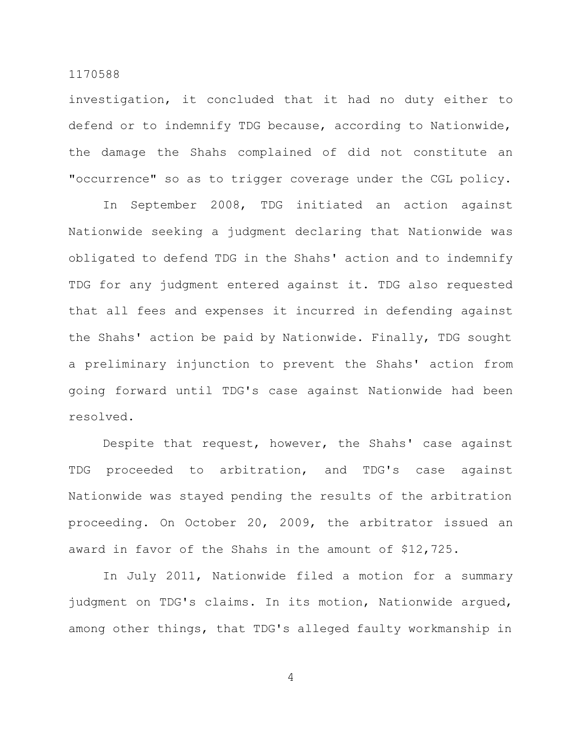investigation, it concluded that it had no duty either to defend or to indemnify TDG because, according to Nationwide, the damage the Shahs complained of did not constitute an "occurrence" so as to trigger coverage under the CGL policy.

In September 2008, TDG initiated an action against Nationwide seeking a judgment declaring that Nationwide was obligated to defend TDG in the Shahs' action and to indemnify TDG for any judgment entered against it. TDG also requested that all fees and expenses it incurred in defending against the Shahs' action be paid by Nationwide. Finally, TDG sought a preliminary injunction to prevent the Shahs' action from going forward until TDG's case against Nationwide had been resolved.

Despite that request, however, the Shahs' case against TDG proceeded to arbitration, and TDG's case against Nationwide was stayed pending the results of the arbitration proceeding. On October 20, 2009, the arbitrator issued an award in favor of the Shahs in the amount of $12,725.

In July 2011, Nationwide filed a motion for a summary judgment on TDG's claims. In its motion, Nationwide argued, among other things, that TDG's alleged faulty workmanship in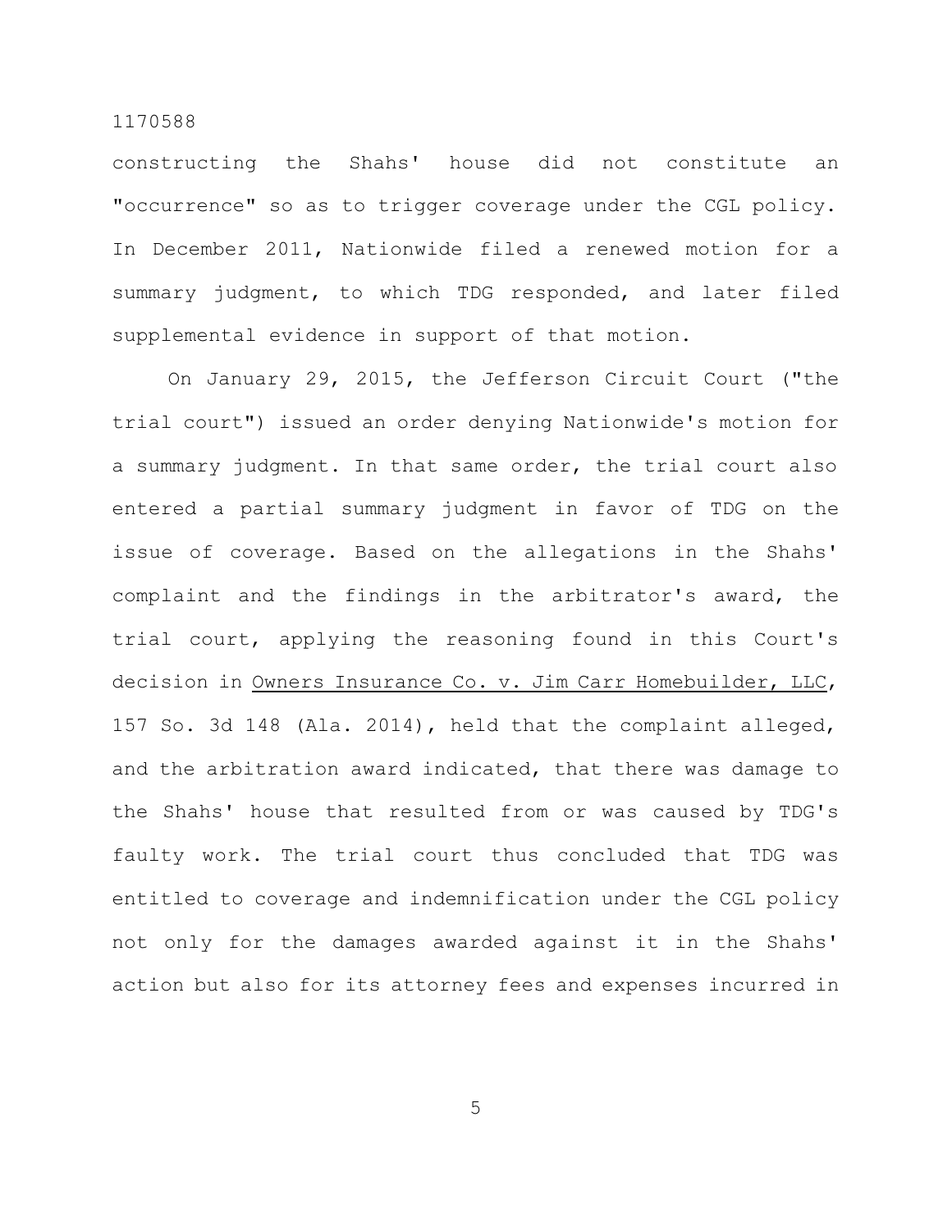constructing the Shahs' house did not constitute an "occurrence" so as to trigger coverage under the CGL policy. In December 2011, Nationwide filed a renewed motion for a summary judgment, to which TDG responded, and later filed supplemental evidence in support of that motion.

On January 29, 2015, the Jefferson Circuit Court ("the trial court") issued an order denying Nationwide's motion for a summary judgment. In that same order, the trial court also entered a partial summary judgment in favor of TDG on the issue of coverage. Based on the allegations in the Shahs' complaint and the findings in the arbitrator's award, the trial court, applying the reasoning found in this Court's decision in Owners Insurance Co. v. Jim Carr Homebuilder, LLC, 157 So. 3d 148 (Ala. 2014), held that the complaint alleged, and the arbitration award indicated, that there was damage to the Shahs' house that resulted from or was caused by TDG's faulty work. The trial court thus concluded that TDG was entitled to coverage and indemnification under the CGL policy not only for the damages awarded against it in the Shahs' action but also for its attorney fees and expenses incurred in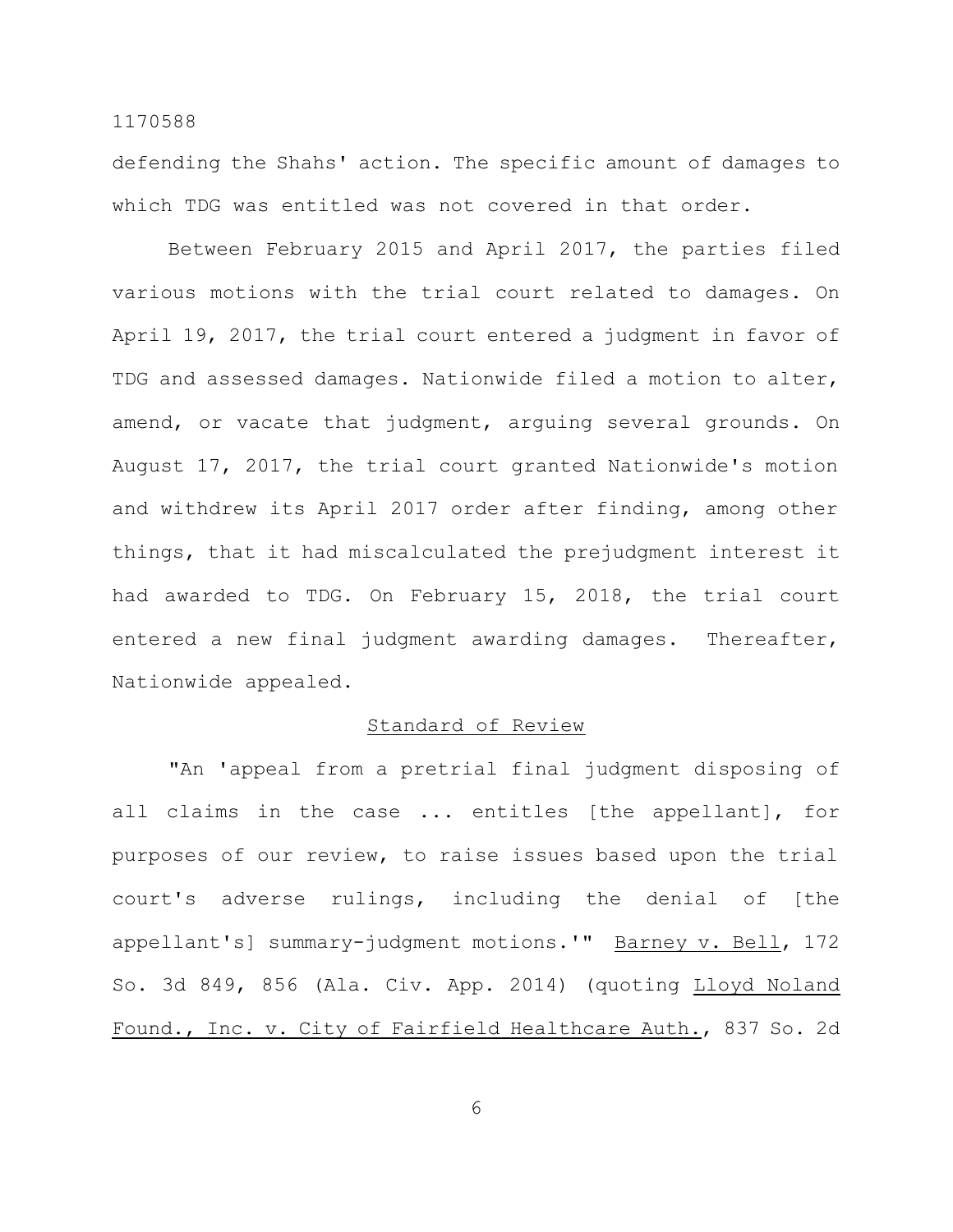defending the Shahs' action. The specific amount of damages to which TDG was entitled was not covered in that order.

Between February 2015 and April 2017, the parties filed various motions with the trial court related to damages. On April 19, 2017, the trial court entered a judgment in favor of TDG and assessed damages. Nationwide filed a motion to alter, amend, or vacate that judgment, arguing several grounds. On August 17, 2017, the trial court granted Nationwide's motion and withdrew its April 2017 order after finding, among other things, that it had miscalculated the prejudgment interest it had awarded to TDG. On February 15, 2018, the trial court entered a new final judgment awarding damages. Thereafter, Nationwide appealed.

## Standard of Review

"An 'appeal from a pretrial final judgment disposing of all claims in the case ... entitles [the appellant], for purposes of our review, to raise issues based upon the trial court's adverse rulings, including the denial of [the appellant's] summary-judgment motions.'" Barney v. Bell, 172 So. 3d 849, 856 (Ala. Civ. App. 2014) (quoting Lloyd Noland Found., Inc. v. City of Fairfield Healthcare Auth., 837 So. 2d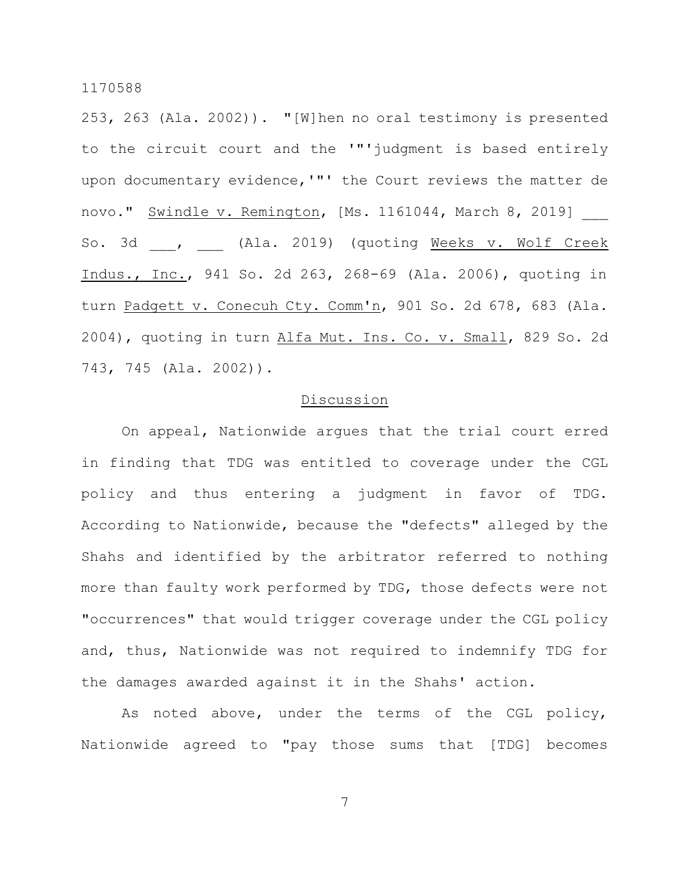253, 263 (Ala. 2002)). "[W]hen no oral testimony is presented to the circuit court and the '"'judgment is based entirely upon documentary evidence,'"' the Court reviews the matter de novo." Swindle v. Remington, [Ms. 1161044, March 8, 2019] ___ So. 3d ___, ___ (Ala. 2019) (quoting Weeks v. Wolf Creek Indus., Inc., 941 So. 2d 263, 268-69 (Ala. 2006), quoting in turn Padgett v. Conecuh Cty. Comm'n, 901 So. 2d 678, 683 (Ala. 2004), quoting in turn Alfa Mut. Ins. Co. v. Small, 829 So. 2d 743, 745 (Ala. 2002)).

## Discussion

On appeal, Nationwide argues that the trial court erred in finding that TDG was entitled to coverage under the CGL policy and thus entering a judgment in favor of TDG. According to Nationwide, because the "defects" alleged by the Shahs and identified by the arbitrator referred to nothing more than faulty work performed by TDG, those defects were not "occurrences" that would trigger coverage under the CGL policy and, thus, Nationwide was not required to indemnify TDG for the damages awarded against it in the Shahs' action.

As noted above, under the terms of the CGL policy, Nationwide agreed to "pay those sums that [TDG] becomes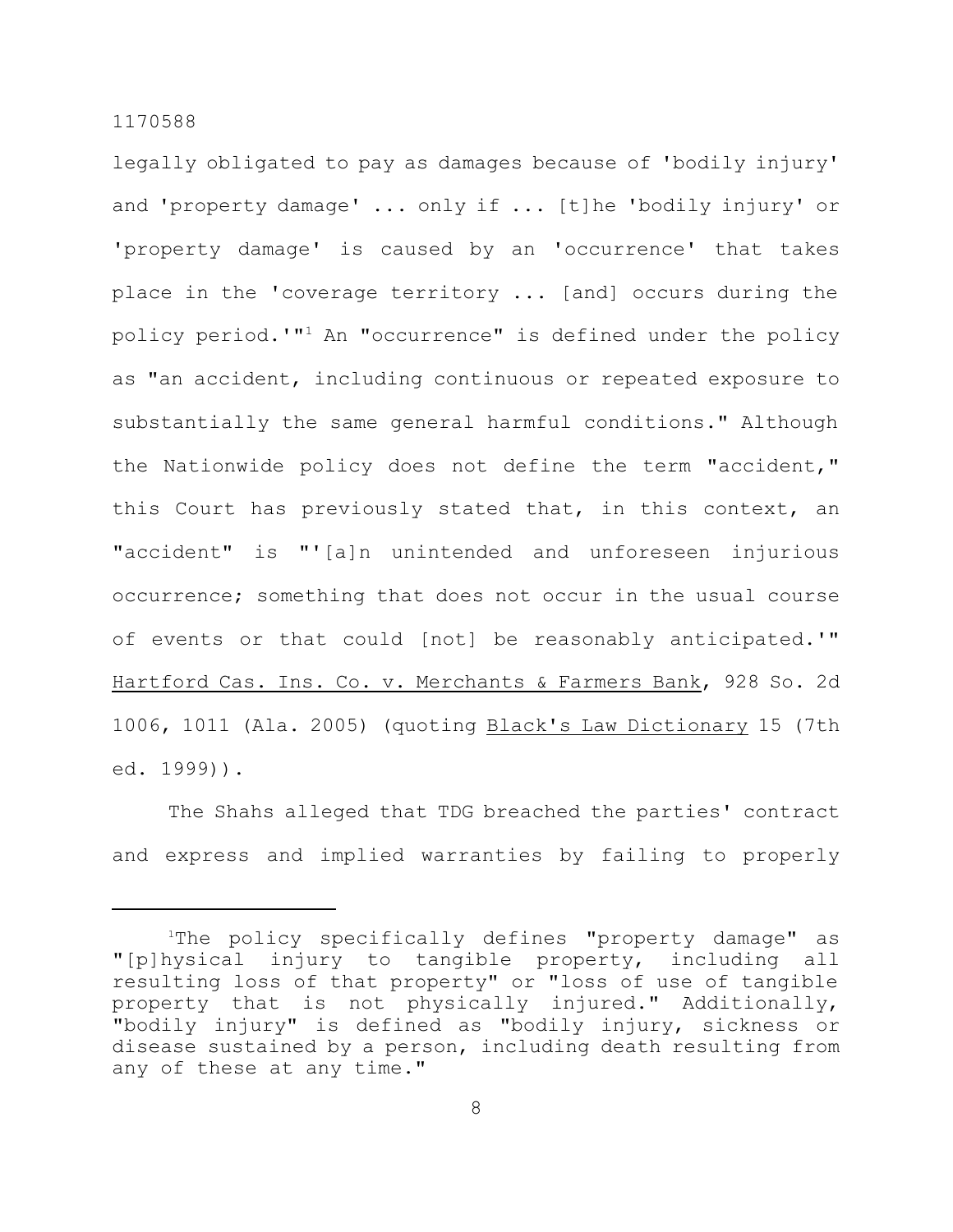legally obligated to pay as damages because of 'bodily injury' and 'property damage' ... only if ... [t]he 'bodily injury' or 'property damage' is caused by an 'occurrence' that takes place in the 'coverage territory ... [and] occurs during the policy period.'"[1] An "occurrence" is defined under the policy as "an accident, including continuous or repeated exposure to substantially the same general harmful conditions." Although the Nationwide policy does not define the term "accident," this Court has previously stated that, in this context, an "accident" is "'[a]n unintended and unforeseen injurious occurrence; something that does not occur in the usual course of events or that could [not] be reasonably anticipated.'" Hartford Cas. Ins. Co. v. Merchants & Farmers Bank, 928 So. 2d 1006, 1011 (Ala. 2005) (quoting Black's Law Dictionary 15 (7th ed. 1999)).

The Shahs alleged that TDG breached the parties' contract and express and implied warranties by failing to properly

---

[1]The policy specifically defines "property damage" as "[p]hysical injury to tangible property, including all resulting loss of that property" or "loss of use of tangible property that is not physically injured." Additionally, "bodily injury" is defined as "bodily injury, sickness or disease sustained by a person, including death resulting from any of these at any time."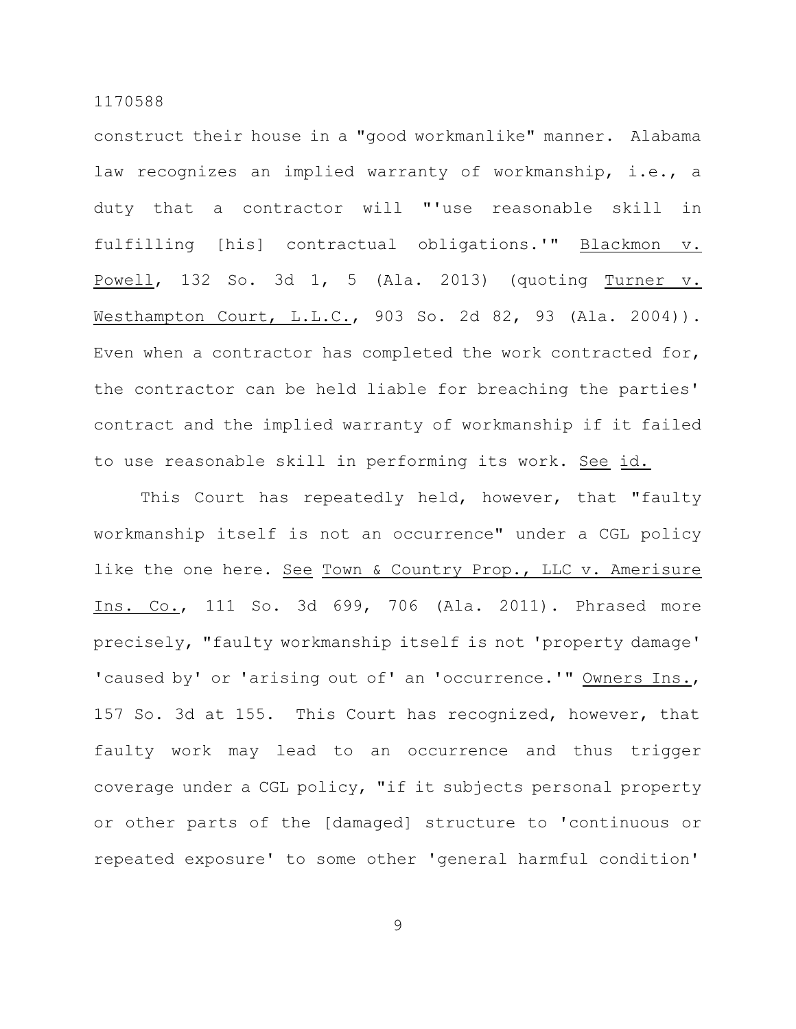construct their house in a "good workmanlike" manner. Alabama law recognizes an implied warranty of workmanship, i.e., a duty that a contractor will "'use reasonable skill in fulfilling [his] contractual obligations.'" Blackmon v. Powell, 132 So. 3d 1, 5 (Ala. 2013) (quoting Turner v. Westhampton Court, L.L.C., 903 So. 2d 82, 93 (Ala. 2004)). Even when a contractor has completed the work contracted for, the contractor can be held liable for breaching the parties' contract and the implied warranty of workmanship if it failed to use reasonable skill in performing its work. See id.

This Court has repeatedly held, however, that "faulty workmanship itself is not an occurrence" under a CGL policy like the one here. See Town & Country Prop., LLC v. Amerisure Ins. Co., 111 So. 3d 699, 706 (Ala. 2011). Phrased more precisely, "faulty workmanship itself is not 'property damage' 'caused by' or 'arising out of' an 'occurrence.'" Owners Ins., 157 So. 3d at 155. This Court has recognized, however, that faulty work may lead to an occurrence and thus trigger coverage under a CGL policy, "if it subjects personal property or other parts of the [damaged] structure to 'continuous or repeated exposure' to some other 'general harmful condition'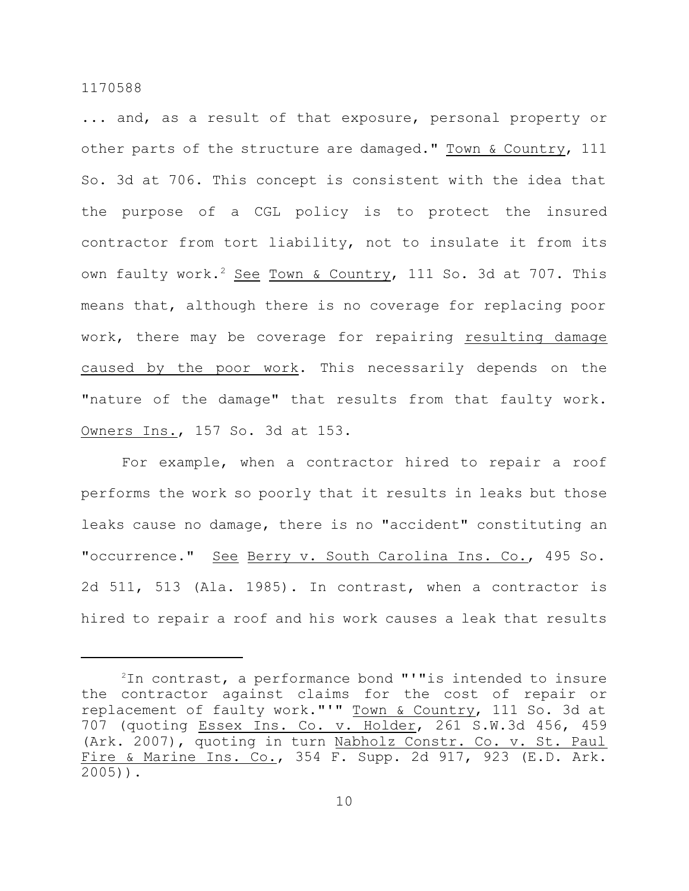... and, as a result of that exposure, personal property or other parts of the structure are damaged." Town & Country, 111 So. 3d at 706. This concept is consistent with the idea that the purpose of a CGL policy is to protect the insured contractor from tort liability, not to insulate it from its own faulty work.[2] See Town & Country, 111 So. 3d at 707. This means that, although there is no coverage for replacing poor work, there may be coverage for repairing resulting damage caused by the poor work. This necessarily depends on the "nature of the damage" that results from that faulty work. Owners Ins., 157 So. 3d at 153.

For example, when a contractor hired to repair a roof performs the work so poorly that it results in leaks but those leaks cause no damage, there is no "accident" constituting an "occurrence." See Berry v. South Carolina Ins. Co., 495 So. 2d 511, 513 (Ala. 1985). In contrast, when a contractor is hired to repair a roof and his work causes a leak that results

---

[2]In contrast, a performance bond "'"is intended to insure the contractor against claims for the cost of repair or replacement of faulty work."'" Town & Country, 111 So. 3d at 707 (quoting Essex Ins. Co. v. Holder, 261 S.W.3d 456, 459 (Ark. 2007), quoting in turn Nabholz Constr. Co. v. St. Paul Fire & Marine Ins. Co., 354 F. Supp. 2d 917, 923 (E.D. Ark. 2005)).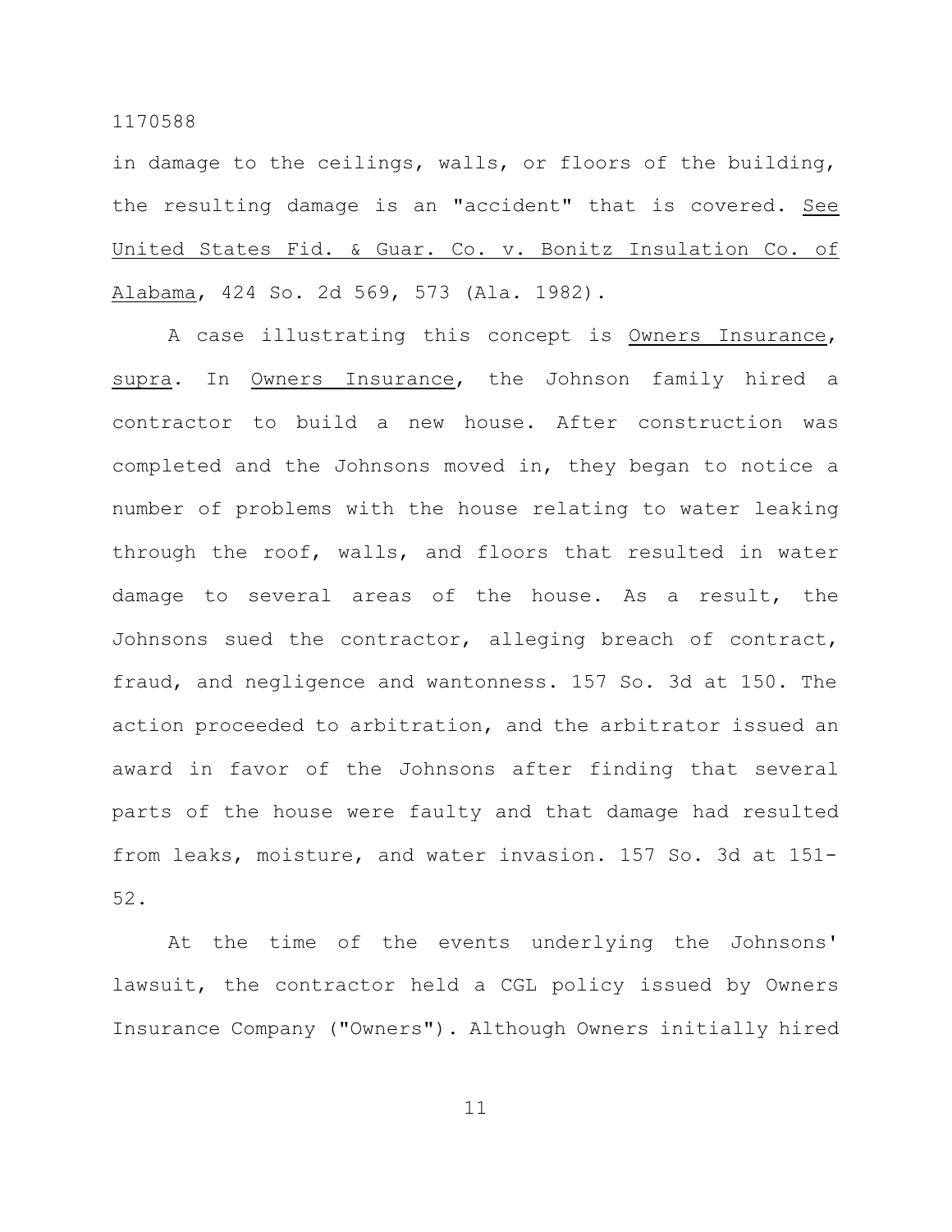in damage to the ceilings, walls, or floors of the building, the resulting damage is an "accident" that is covered. <u>See United States Fid. & Guar. Co. v. Bonitz Insulation Co. of Alabama</u>, 424 So. 2d 569, 573 (Ala. 1982).

A case illustrating this concept is <u>Owners Insurance</u>, <u>supra</u>. In <u>Owners Insurance</u>, the Johnson family hired a contractor to build a new house. After construction was completed and the Johnsons moved in, they began to notice a number of problems with the house relating to water leaking through the roof, walls, and floors that resulted in water damage to several areas of the house. As a result, the Johnsons sued the contractor, alleging breach of contract, fraud, and negligence and wantonness. 157 So. 3d at 150. The action proceeded to arbitration, and the arbitrator issued an award in favor of the Johnsons after finding that several parts of the house were faulty and that damage had resulted from leaks, moisture, and water invasion. 157 So. 3d at 151-52.

At the time of the events underlying the Johnsons' lawsuit, the contractor held a CGL policy issued by Owners Insurance Company ("Owners"). Although Owners initially hired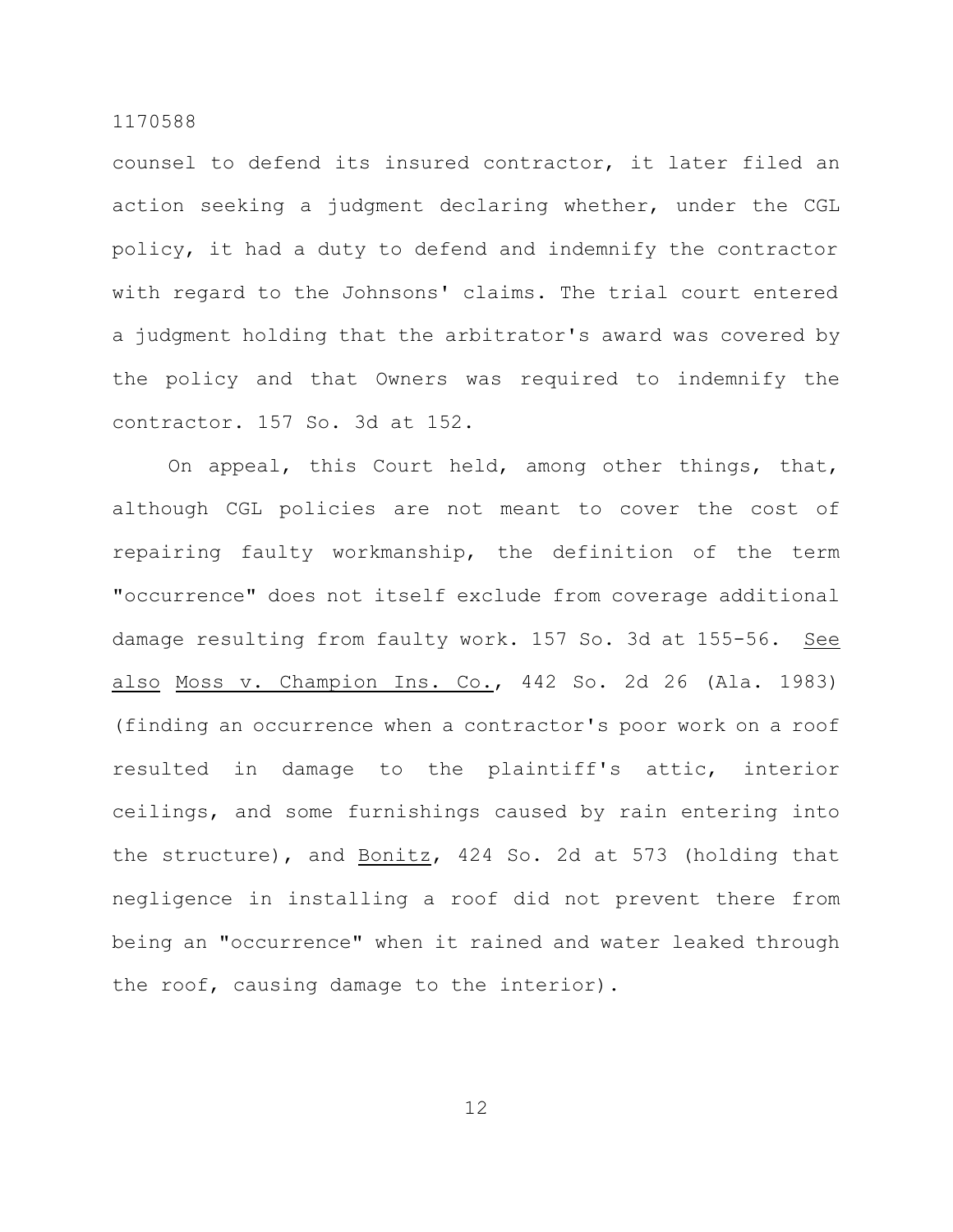counsel to defend its insured contractor, it later filed an action seeking a judgment declaring whether, under the CGL policy, it had a duty to defend and indemnify the contractor with regard to the Johnsons' claims. The trial court entered a judgment holding that the arbitrator's award was covered by the policy and that Owners was required to indemnify the contractor. 157 So. 3d at 152.

On appeal, this Court held, among other things, that, although CGL policies are not meant to cover the cost of repairing faulty workmanship, the definition of the term "occurrence" does not itself exclude from coverage additional damage resulting from faulty work. 157 So. 3d at 155-56. See also Moss v. Champion Ins. Co., 442 So. 2d 26 (Ala. 1983) (finding an occurrence when a contractor's poor work on a roof resulted in damage to the plaintiff's attic, interior ceilings, and some furnishings caused by rain entering into the structure), and Bonitz, 424 So. 2d at 573 (holding that negligence in installing a roof did not prevent there from being an "occurrence" when it rained and water leaked through the roof, causing damage to the interior).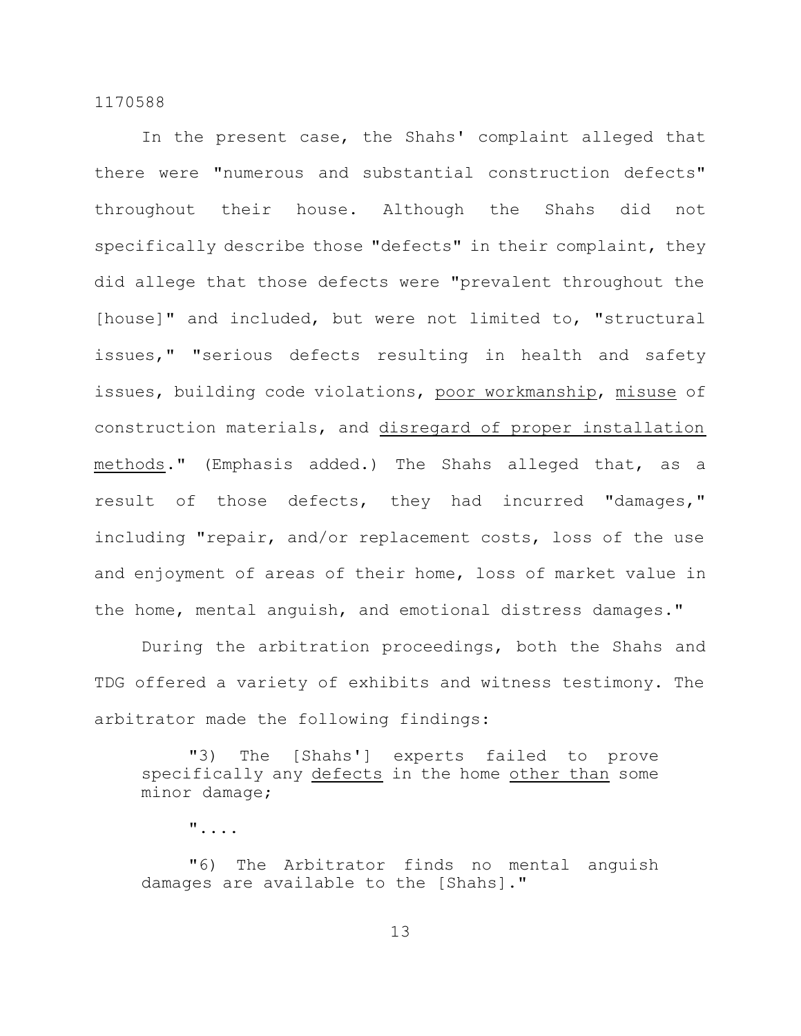In the present case, the Shahs' complaint alleged that there were "numerous and substantial construction defects" throughout their house. Although the Shahs did not specifically describe those "defects" in their complaint, they did allege that those defects were "prevalent throughout the [house]" and included, but were not limited to, "structural issues," "serious defects resulting in health and safety issues, building code violations, <u>poor workmanship</u>, <u>misuse</u> of construction materials, and <u>disregard of proper installation methods</u>." (Emphasis added.) The Shahs alleged that, as a result of those defects, they had incurred "damages," including "repair, and/or replacement costs, loss of the use and enjoyment of areas of their home, loss of market value in the home, mental anguish, and emotional distress damages."

During the arbitration proceedings, both the Shahs and TDG offered a variety of exhibits and witness testimony. The arbitrator made the following findings:

> "3) The [Shahs'] experts failed to prove specifically any <u>defects</u> in the home <u>other than</u> some minor damage;
>
> "....
>
> "6) The Arbitrator finds no mental anguish damages are available to the [Shahs]."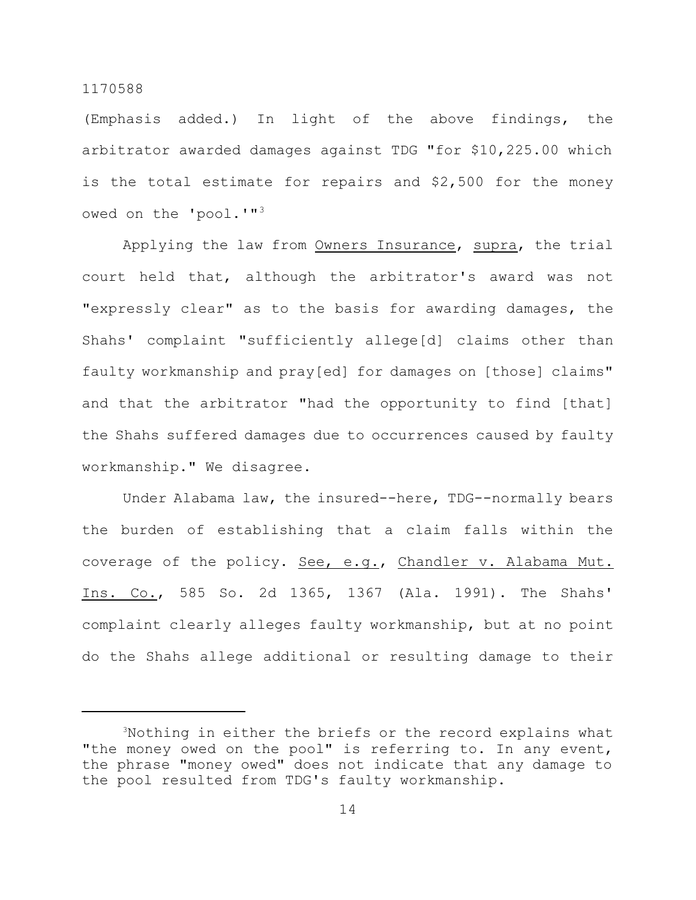(Emphasis added.) In light of the above findings, the arbitrator awarded damages against TDG "for $10,225.00 which is the total estimate for repairs and $2,500 for the money owed on the 'pool.'"[3]

Applying the law from Owners Insurance, supra, the trial court held that, although the arbitrator's award was not "expressly clear" as to the basis for awarding damages, the Shahs' complaint "sufficiently allege[d] claims other than faulty workmanship and pray[ed] for damages on [those] claims" and that the arbitrator "had the opportunity to find [that] the Shahs suffered damages due to occurrences caused by faulty workmanship." We disagree.

Under Alabama law, the insured--here, TDG--normally bears the burden of establishing that a claim falls within the coverage of the policy. See, e.g., Chandler v. Alabama Mut. Ins. Co., 585 So. 2d 1365, 1367 (Ala. 1991). The Shahs' complaint clearly alleges faulty workmanship, but at no point do the Shahs allege additional or resulting damage to their

---

[3]Nothing in either the briefs or the record explains what "the money owed on the pool" is referring to. In any event, the phrase "money owed" does not indicate that any damage to the pool resulted from TDG's faulty workmanship.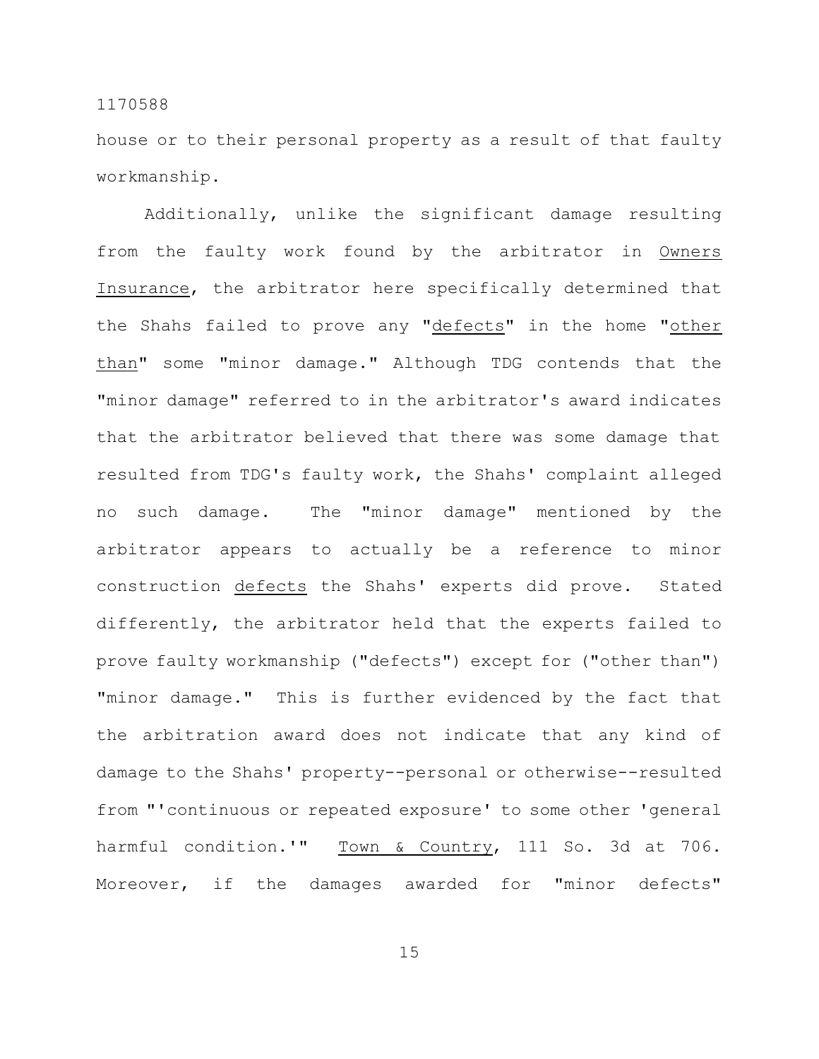house or to their personal property as a result of that faulty workmanship.

Additionally, unlike the significant damage resulting from the faulty work found by the arbitrator in Owners Insurance, the arbitrator here specifically determined that the Shahs failed to prove any "defects" in the home "other than" some "minor damage." Although TDG contends that the "minor damage" referred to in the arbitrator's award indicates that the arbitrator believed that there was some damage that resulted from TDG's faulty work, the Shahs' complaint alleged no such damage. The "minor damage" mentioned by the arbitrator appears to actually be a reference to minor construction defects the Shahs' experts did prove. Stated differently, the arbitrator held that the experts failed to prove faulty workmanship ("defects") except for ("other than") "minor damage." This is further evidenced by the fact that the arbitration award does not indicate that any kind of damage to the Shahs' property--personal or otherwise--resulted from "'continuous or repeated exposure' to some other 'general harmful condition.'" Town & Country, 111 So. 3d at 706. Moreover, if the damages awarded for "minor defects"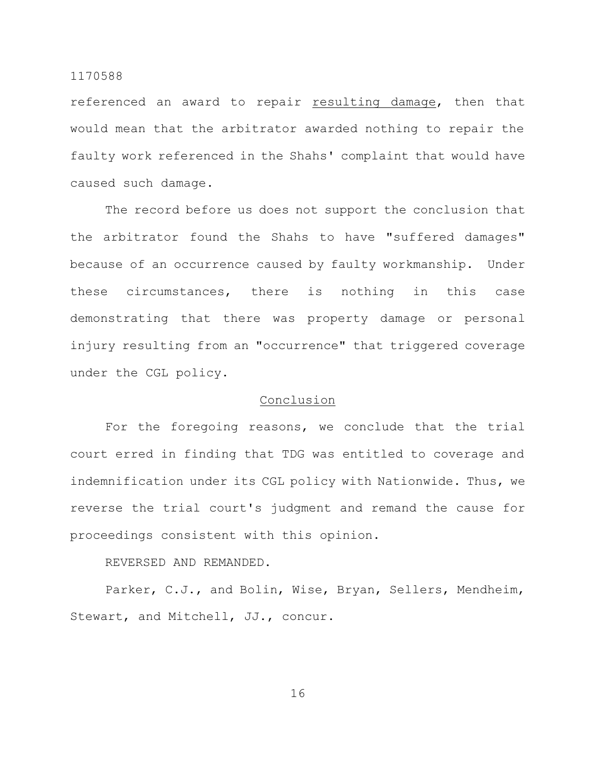referenced an award to repair <u>resulting damage</u>, then that would mean that the arbitrator awarded nothing to repair the faulty work referenced in the Shahs' complaint that would have caused such damage.

The record before us does not support the conclusion that the arbitrator found the Shahs to have "suffered damages" because of an occurrence caused by faulty workmanship. Under these circumstances, there is nothing in this case demonstrating that there was property damage or personal injury resulting from an "occurrence" that triggered coverage under the CGL policy.

## <u>Conclusion</u>

For the foregoing reasons, we conclude that the trial court erred in finding that TDG was entitled to coverage and indemnification under its CGL policy with Nationwide. Thus, we reverse the trial court's judgment and remand the cause for proceedings consistent with this opinion.

REVERSED AND REMANDED.

Parker, C.J., and Bolin, Wise, Bryan, Sellers, Mendheim, Stewart, and Mitchell, JJ., concur.